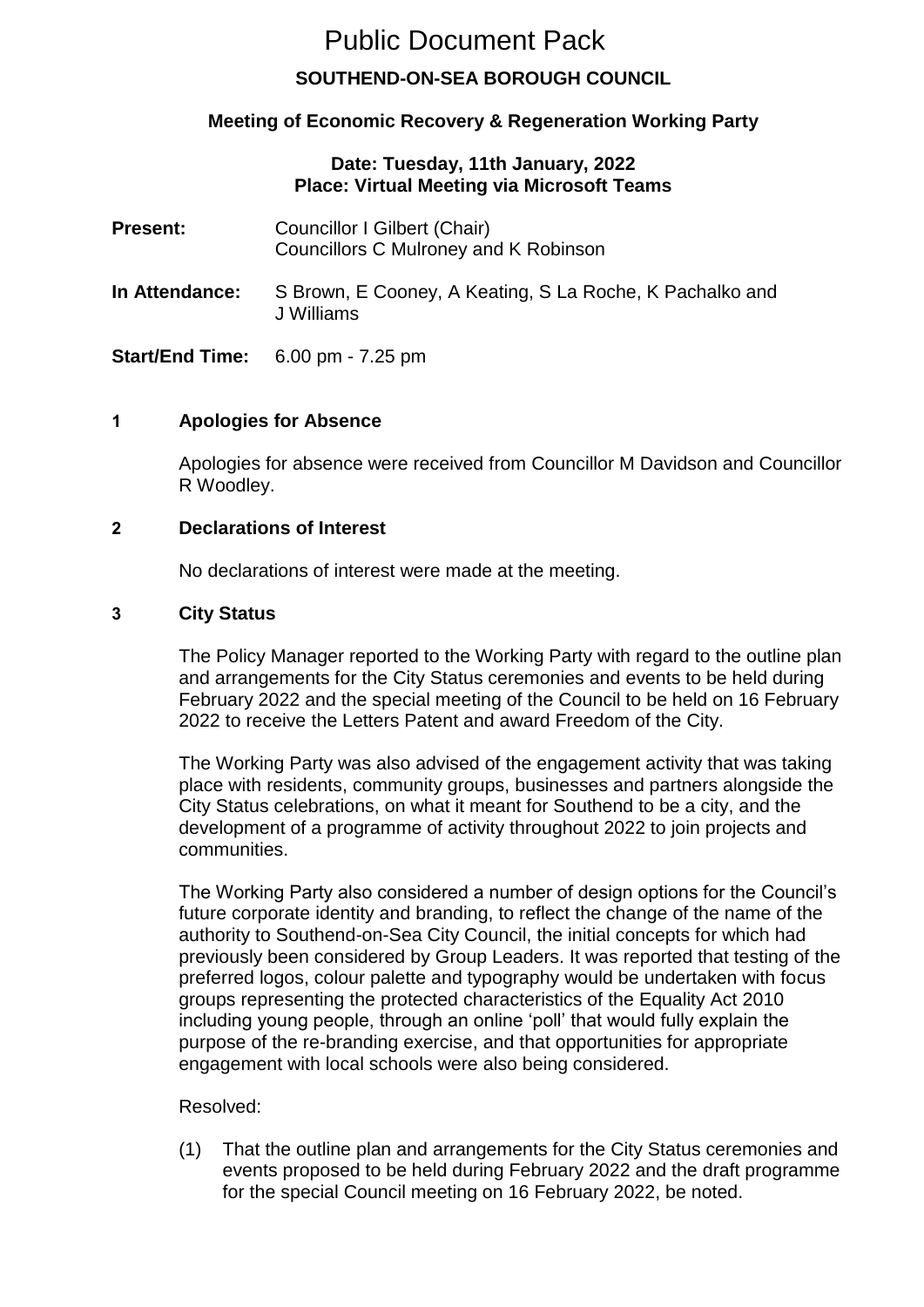# Public Document Pack

## SOUTHEND-ON-SEA BOROUGH COUNCIL

### Meeting of Economic Recovery & Regeneration Working Party

**Date: Tuesday, 11th January, 2022**
**Place: Virtual Meeting via Microsoft Teams**

**Present:** Councillor I Gilbert (Chair)
Councillors C Mulroney and K Robinson

**In Attendance:** S Brown, E Cooney, A Keating, S La Roche, K Pachalko and J Williams

**Start/End Time:** 6.00 pm - 7.25 pm

### 1 Apologies for Absence

Apologies for absence were received from Councillor M Davidson and Councillor R Woodley.

### 2 Declarations of Interest

No declarations of interest were made at the meeting.

### 3 City Status

The Policy Manager reported to the Working Party with regard to the outline plan and arrangements for the City Status ceremonies and events to be held during February 2022 and the special meeting of the Council to be held on 16 February 2022 to receive the Letters Patent and award Freedom of the City.

The Working Party was also advised of the engagement activity that was taking place with residents, community groups, businesses and partners alongside the City Status celebrations, on what it meant for Southend to be a city, and the development of a programme of activity throughout 2022 to join projects and communities.

The Working Party also considered a number of design options for the Council's future corporate identity and branding, to reflect the change of the name of the authority to Southend-on-Sea City Council, the initial concepts for which had previously been considered by Group Leaders. It was reported that testing of the preferred logos, colour palette and typography would be undertaken with focus groups representing the protected characteristics of the Equality Act 2010 including young people, through an online 'poll' that would fully explain the purpose of the re-branding exercise, and that opportunities for appropriate engagement with local schools were also being considered.

Resolved:

(1) That the outline plan and arrangements for the City Status ceremonies and events proposed to be held during February 2022 and the draft programme for the special Council meeting on 16 February 2022, be noted.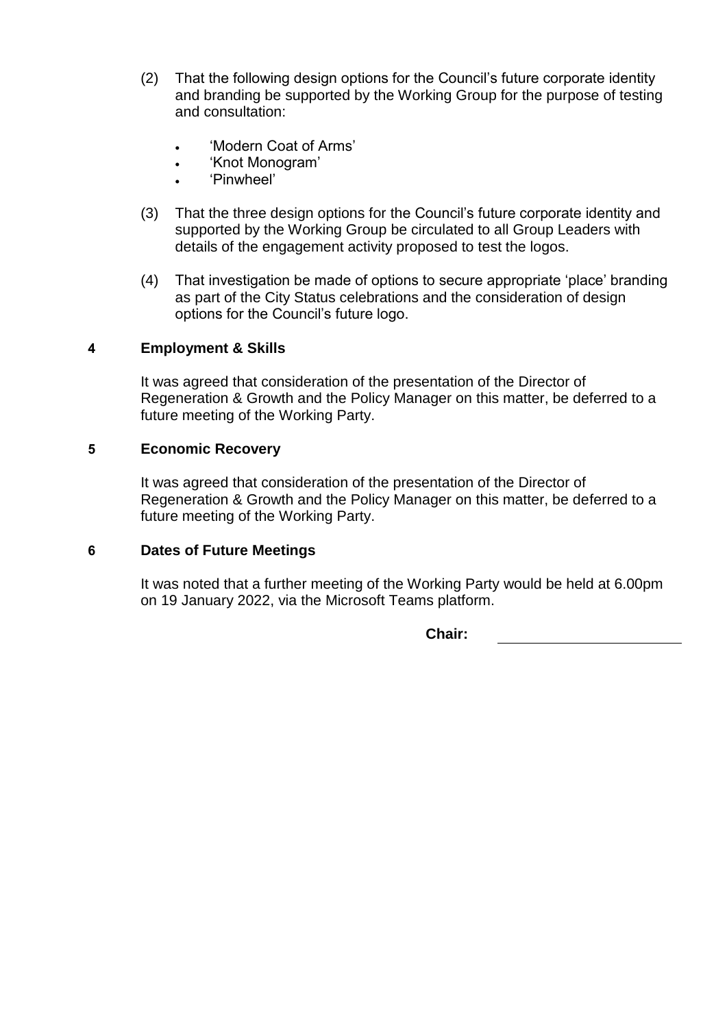(2) That the following design options for the Council's future corporate identity and branding be supported by the Working Group for the purpose of testing and consultation:

- 'Modern Coat of Arms'
- 'Knot Monogram'
- 'Pinwheel'

(3) That the three design options for the Council's future corporate identity and supported by the Working Group be circulated to all Group Leaders with details of the engagement activity proposed to test the logos.

(4) That investigation be made of options to secure appropriate 'place' branding as part of the City Status celebrations and the consideration of design options for the Council's future logo.

**4 Employment & Skills**

It was agreed that consideration of the presentation of the Director of Regeneration & Growth and the Policy Manager on this matter, be deferred to a future meeting of the Working Party.

**5 Economic Recovery**

It was agreed that consideration of the presentation of the Director of Regeneration & Growth and the Policy Manager on this matter, be deferred to a future meeting of the Working Party.

**6 Dates of Future Meetings**

It was noted that a further meeting of the Working Party would be held at 6.00pm on 19 January 2022, via the Microsoft Teams platform.

**Chair:** ______________________